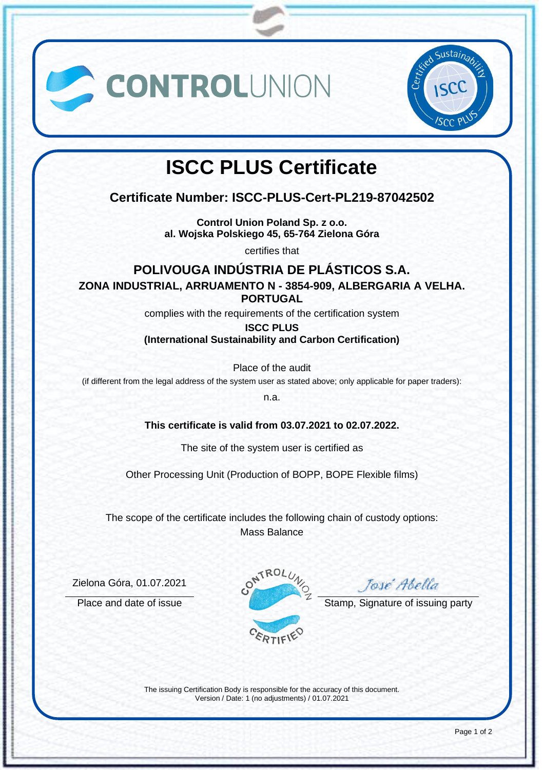CONTROLUNION

Certified Sustainability ISCC ISCC PLUS

# ISCC PLUS Certificate

## Certificate Number: ISCC-PLUS-Cert-PL219-87042502

**Control Union Poland Sp. z o.o.**
**al. Wojska Polskiego 45, 65-764 Zielona Góra**

certifies that

### POLIVOUGA INDÚSTRIA DE PLÁSTICOS S.A.

**ZONA INDUSTRIAL, ARRUAMENTO N - 3854-909, ALBERGARIA A VELHA. PORTUGAL**

complies with the requirements of the certification system

**ISCC PLUS**
**(International Sustainability and Carbon Certification)**

Place of the audit
(if different from the legal address of the system user as stated above; only applicable for paper traders):

n.a.

**This certificate is valid from 03.07.2021 to 02.07.2022.**

The site of the system user is certified as

Other Processing Unit (Production of BOPP, BOPE Flexible films)

The scope of the certificate includes the following chain of custody options:
Mass Balance

Zielona Góra, 01.07.2021
Place and date of issue

CONTROL UNION CERTIFIED

José Abella
Stamp, Signature of issuing party

The issuing Certification Body is responsible for the accuracy of this document.
Version / Date: 1 (no adjustments) / 01.07.2021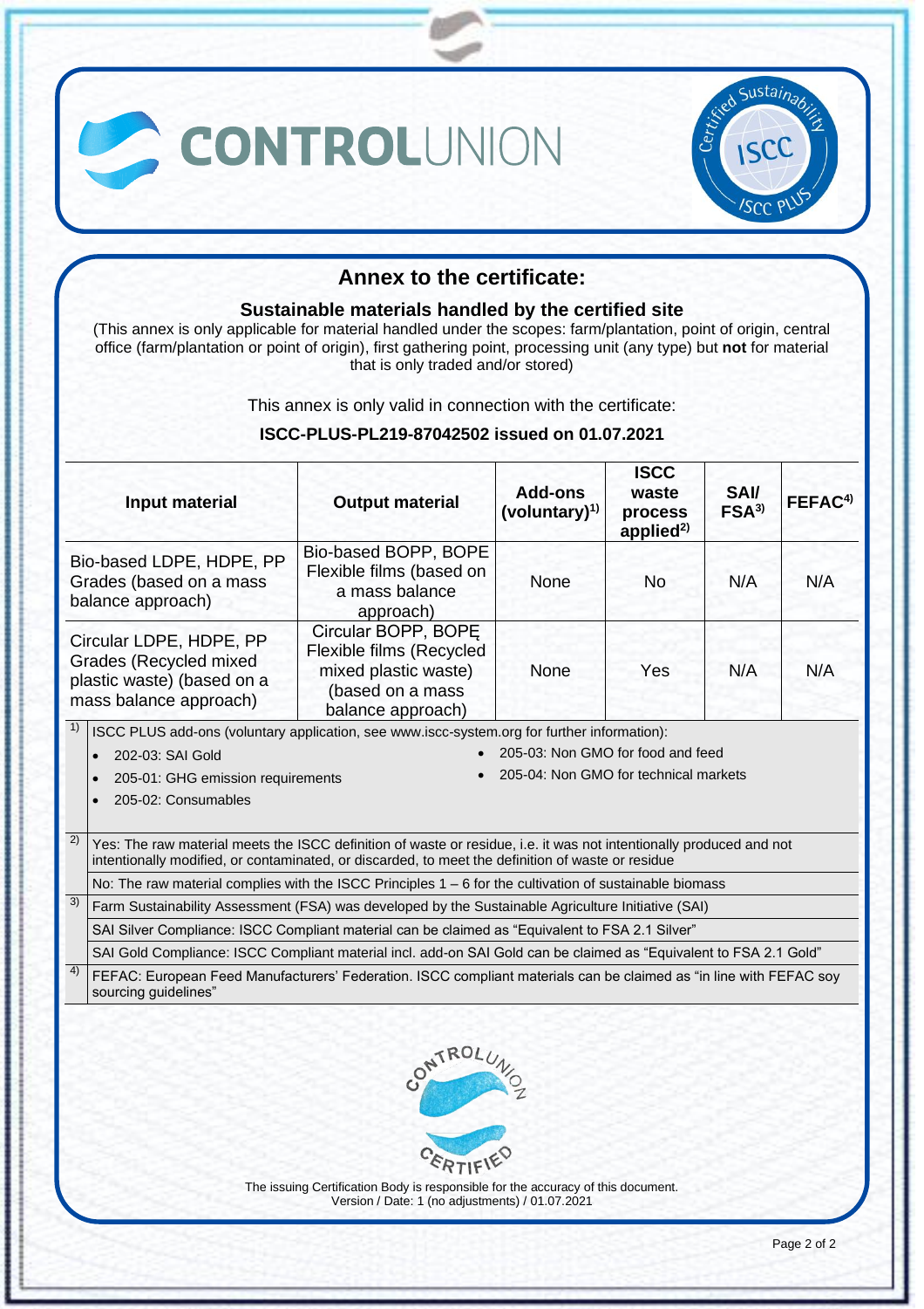# Annex to the certificate:

## Sustainable materials handled by the certified site

(This annex is only applicable for material handled under the scopes: farm/plantation, point of origin, central office (farm/plantation or point of origin), first gathering point, processing unit (any type) but **not** for material that is only traded and/or stored)

This annex is only valid in connection with the certificate:

**ISCC-PLUS-PL219-87042502 issued on 01.07.2021**

| Input material | Output material | Add-ons (voluntary)[1] | ISCC waste process applied[2] | SAI/ FSA[3] | FEFAC[4] |
|---|---|---|---|---|---|
| Bio-based LDPE, HDPE, PP Grades (based on a mass balance approach) | Bio-based BOPP, BOPE Flexible films (based on a mass balance approach) | None | No | N/A | N/A |
| Circular LDPE, HDPE, PP Grades (Recycled mixed plastic waste) (based on a mass balance approach) | Circular BOPP, BOPE Flexible films (Recycled mixed plastic waste) (based on a mass balance approach) | None | Yes | N/A | N/A |

1) ISCC PLUS add-ons (voluntary application, see www.iscc-system.org for further information):
- 202-03: SAI Gold
- 205-01: GHG emission requirements
- 205-02: Consumables
- 205-03: Non GMO for food and feed
- 205-04: Non GMO for technical markets

2) Yes: The raw material meets the ISCC definition of waste or residue, i.e. it was not intentionally produced and not intentionally modified, or contaminated, or discarded, to meet the definition of waste or residue

No: The raw material complies with the ISCC Principles 1 – 6 for the cultivation of sustainable biomass

3) Farm Sustainability Assessment (FSA) was developed by the Sustainable Agriculture Initiative (SAI)

SAI Silver Compliance: ISCC Compliant material can be claimed as "Equivalent to FSA 2.1 Silver"

SAI Gold Compliance: ISCC Compliant material incl. add-on SAI Gold can be claimed as "Equivalent to FSA 2.1 Gold"

4) FEFAC: European Feed Manufacturers' Federation. ISCC compliant materials can be claimed as "in line with FEFAC soy sourcing guidelines"

The issuing Certification Body is responsible for the accuracy of this document.
Version / Date: 1 (no adjustments) / 01.07.2021